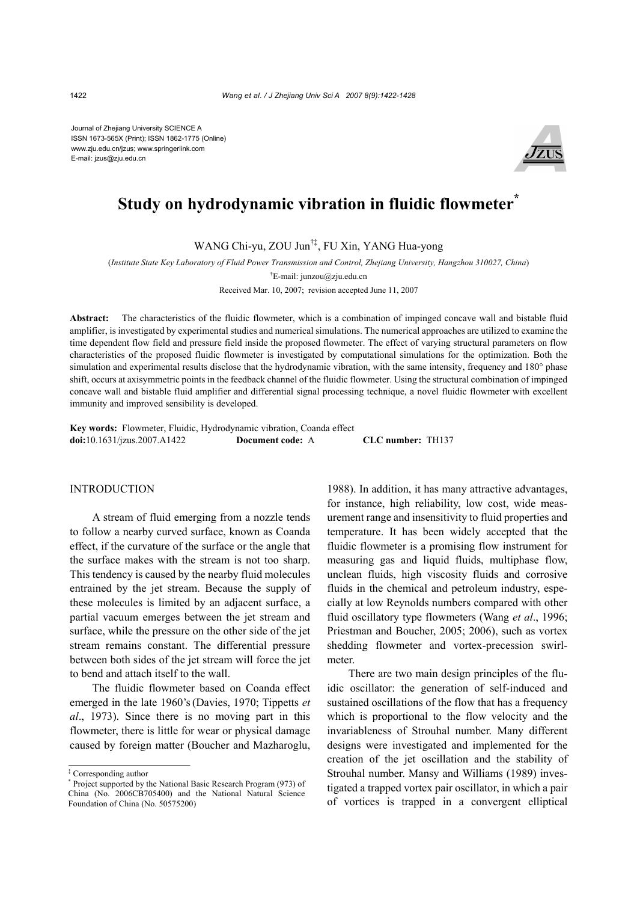Journal of Zhejiang University SCIENCE A
ISSN 1673-565X (Print); ISSN 1862-1775 (Online)
www.zju.edu.cn/jzus; www.springerlink.com
E-mail: jzus@zju.edu.cn

# Study on hydrodynamic vibration in fluidic flowmeter*

WANG Chi-yu, ZOU Jun†‡, FU Xin, YANG Hua-yong

(*Institute State Key Laboratory of Fluid Power Transmission and Control, Zhejiang University, Hangzhou 310027, China*)

†E-mail: junzou@zju.edu.cn

Received Mar. 10, 2007; revision accepted June 11, 2007

**Abstract:** The characteristics of the fluidic flowmeter, which is a combination of impinged concave wall and bistable fluid amplifier, is investigated by experimental studies and numerical simulations. The numerical approaches are utilized to examine the time dependent flow field and pressure field inside the proposed flowmeter. The effect of varying structural parameters on flow characteristics of the proposed fluidic flowmeter is investigated by computational simulations for the optimization. Both the simulation and experimental results disclose that the hydrodynamic vibration, with the same intensity, frequency and 180° phase shift, occurs at axisymmetric points in the feedback channel of the fluidic flowmeter. Using the structural combination of impinged concave wall and bistable fluid amplifier and differential signal processing technique, a novel fluidic flowmeter with excellent immunity and improved sensibility is developed.

**Key words:** Flowmeter, Fluidic, Hydrodynamic vibration, Coanda effect
**doi:**10.1631/jzus.2007.A1422 **Document code:** A **CLC number:** TH137

## INTRODUCTION

A stream of fluid emerging from a nozzle tends to follow a nearby curved surface, known as Coanda effect, if the curvature of the surface or the angle that the surface makes with the stream is not too sharp. This tendency is caused by the nearby fluid molecules entrained by the jet stream. Because the supply of these molecules is limited by an adjacent surface, a partial vacuum emerges between the jet stream and surface, while the pressure on the other side of the jet stream remains constant. The differential pressure between both sides of the jet stream will force the jet to bend and attach itself to the wall.

The fluidic flowmeter based on Coanda effect emerged in the late 1960's (Davies, 1970; Tippetts *et al*., 1973). Since there is no moving part in this flowmeter, there is little for wear or physical damage caused by foreign matter (Boucher and Mazharoglu, 1988). In addition, it has many attractive advantages, for instance, high reliability, low cost, wide measurement range and insensitivity to fluid properties and temperature. It has been widely accepted that the fluidic flowmeter is a promising flow instrument for measuring gas and liquid fluids, multiphase flow, unclean fluids, high viscosity fluids and corrosive fluids in the chemical and petroleum industry, especially at low Reynolds numbers compared with other fluid oscillatory type flowmeters (Wang *et al*., 1996; Priestman and Boucher, 2005; 2006), such as vortex shedding flowmeter and vortex-precession swirlmeter.

There are two main design principles of the fluidic oscillator: the generation of self-induced and sustained oscillations of the flow that has a frequency which is proportional to the flow velocity and the invariableness of Strouhal number. Many different designs were investigated and implemented for the creation of the jet oscillation and the stability of Strouhal number. Mansy and Williams (1989) investigated a trapped vortex pair oscillator, in which a pair of vortices is trapped in a convergent elliptical

‡ Corresponding author
\* Project supported by the National Basic Research Program (973) of China (No. 2006CB705400) and the National Natural Science Foundation of China (No. 50575200)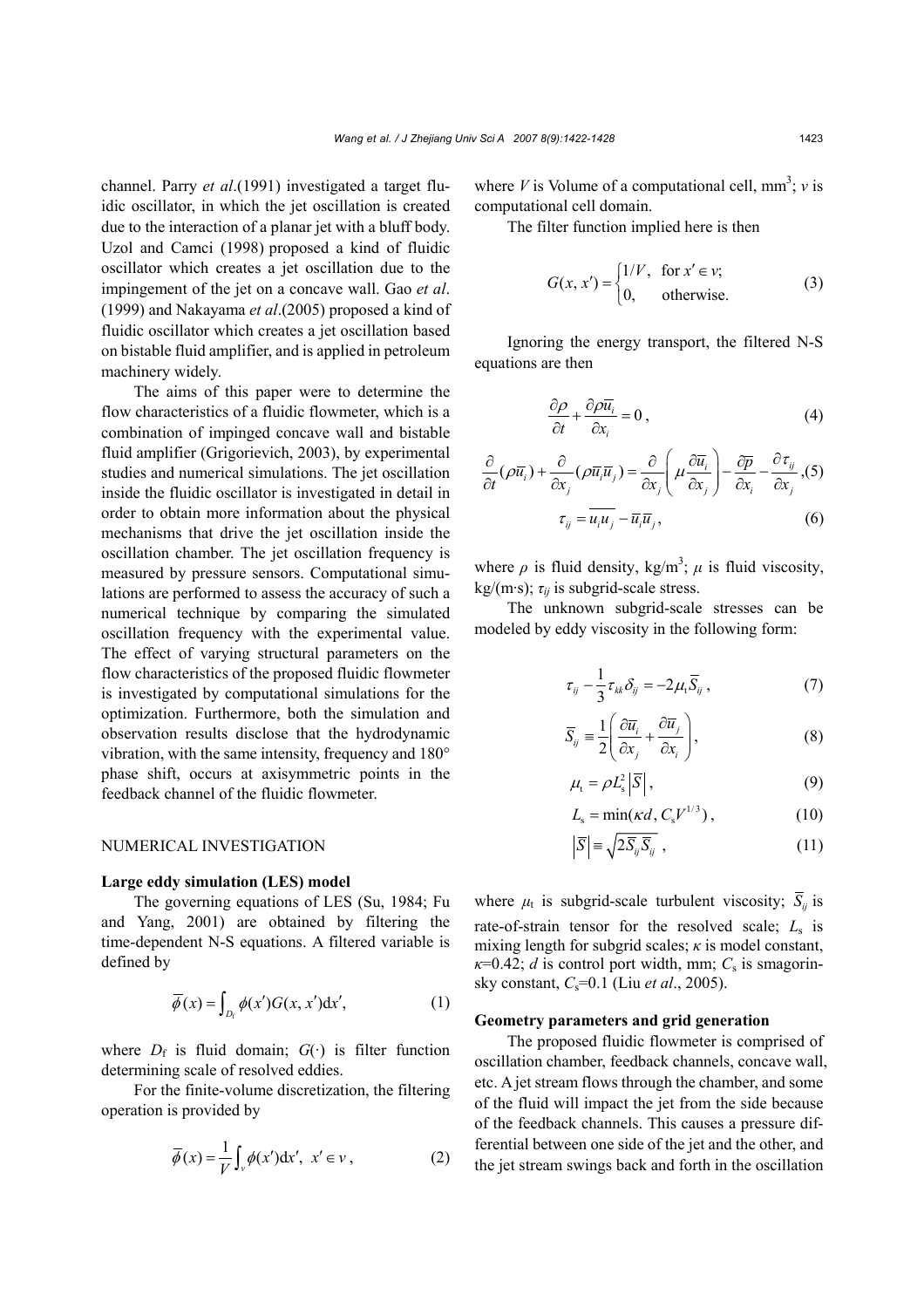channel. Parry *et al*.(1991) investigated a target fluidic oscillator, in which the jet oscillation is created due to the interaction of a planar jet with a bluff body. Uzol and Camci (1998) proposed a kind of fluidic oscillator which creates a jet oscillation due to the impingement of the jet on a concave wall. Gao *et al*. (1999) and Nakayama *et al*.(2005) proposed a kind of fluidic oscillator which creates a jet oscillation based on bistable fluid amplifier, and is applied in petroleum machinery widely.

The aims of this paper were to determine the flow characteristics of a fluidic flowmeter, which is a combination of impinged concave wall and bistable fluid amplifier (Grigorievich, 2003), by experimental studies and numerical simulations. The jet oscillation inside the fluidic oscillator is investigated in detail in order to obtain more information about the physical mechanisms that drive the jet oscillation inside the oscillation chamber. The jet oscillation frequency is measured by pressure sensors. Computational simulations are performed to assess the accuracy of such a numerical technique by comparing the simulated oscillation frequency with the experimental value. The effect of varying structural parameters on the flow characteristics of the proposed fluidic flowmeter is investigated by computational simulations for the optimization. Furthermore, both the simulation and observation results disclose that the hydrodynamic vibration, with the same intensity, frequency and 180° phase shift, occurs at axisymmetric points in the feedback channel of the fluidic flowmeter.

## NUMERICAL INVESTIGATION

### Large eddy simulation (LES) model

The governing equations of LES (Su, 1984; Fu and Yang, 2001) are obtained by filtering the time-dependent N-S equations. A filtered variable is defined by

$$\overline{\phi}(x) = \int_{D_f} \phi(x')G(x, x')\mathrm{d}x', \tag{1}$$

where $D_f$ is fluid domain; $G(\cdot)$ is filter function determining scale of resolved eddies.

For the finite-volume discretization, the filtering operation is provided by

$$\overline{\phi}(x) = \frac{1}{V}\int_{v} \phi(x')\mathrm{d}x', \ \ x' \in v, \tag{2}$$

where $V$ is Volume of a computational cell, mm$^3$; $v$ is computational cell domain.

The filter function implied here is then

$$G(x, x') = \begin{cases} 1/V, & \text{for } x' \in v; \\ 0, & \text{otherwise.} \end{cases} \tag{3}$$

Ignoring the energy transport, the filtered N-S equations are then

$$\frac{\partial \rho}{\partial t} + \frac{\partial \rho \overline{u}_i}{\partial x_i} = 0, \tag{4}$$

$$\frac{\partial}{\partial t}(\rho \overline{u}_i) + \frac{\partial}{\partial x_j}(\rho \overline{u}_i \overline{u}_j) = \frac{\partial}{\partial x_j}\left(\mu \frac{\partial \overline{u}_i}{\partial x_j}\right) - \frac{\partial \overline{p}}{\partial x_i} - \frac{\partial \tau_{ij}}{\partial x_j}, \tag{5}$$

$$\tau_{ij} = \overline{u_i u_j} - \overline{u}_i \overline{u}_j, \tag{6}$$

where $\rho$ is fluid density, kg/m$^3$; $\mu$ is fluid viscosity, kg/(m·s); $\tau_{ij}$ is subgrid-scale stress.

The unknown subgrid-scale stresses can be modeled by eddy viscosity in the following form:

$$\tau_{ij} - \frac{1}{3}\tau_{kk}\delta_{ij} = -2\mu_t \overline{S}_{ij}, \tag{7}$$

$$\overline{S}_{ij} \equiv \frac{1}{2}\left(\frac{\partial \overline{u}_i}{\partial x_j} + \frac{\partial \overline{u}_j}{\partial x_i}\right), \tag{8}$$

$$\mu_t = \rho L_s^2 \left|\overline{S}\right|, \tag{9}$$

$$L_s = \min(\kappa d, C_s V^{1/3}), \tag{10}$$

$$\left|\overline{S}\right| \equiv \sqrt{2\overline{S}_{ij}\overline{S}_{ij}}, \tag{11}$$

where $\mu_t$ is subgrid-scale turbulent viscosity; $\overline{S}_{ij}$ is rate-of-strain tensor for the resolved scale; $L_s$ is mixing length for subgrid scales; $\kappa$ is model constant, $\kappa$=0.42; $d$ is control port width, mm; $C_s$ is smagorinsky constant, $C_s$=0.1 (Liu *et al*., 2005).

### Geometry parameters and grid generation

The proposed fluidic flowmeter is comprised of oscillation chamber, feedback channels, concave wall, etc. A jet stream flows through the chamber, and some of the fluid will impact the jet from the side because of the feedback channels. This causes a pressure differential between one side of the jet and the other, and the jet stream swings back and forth in the oscillation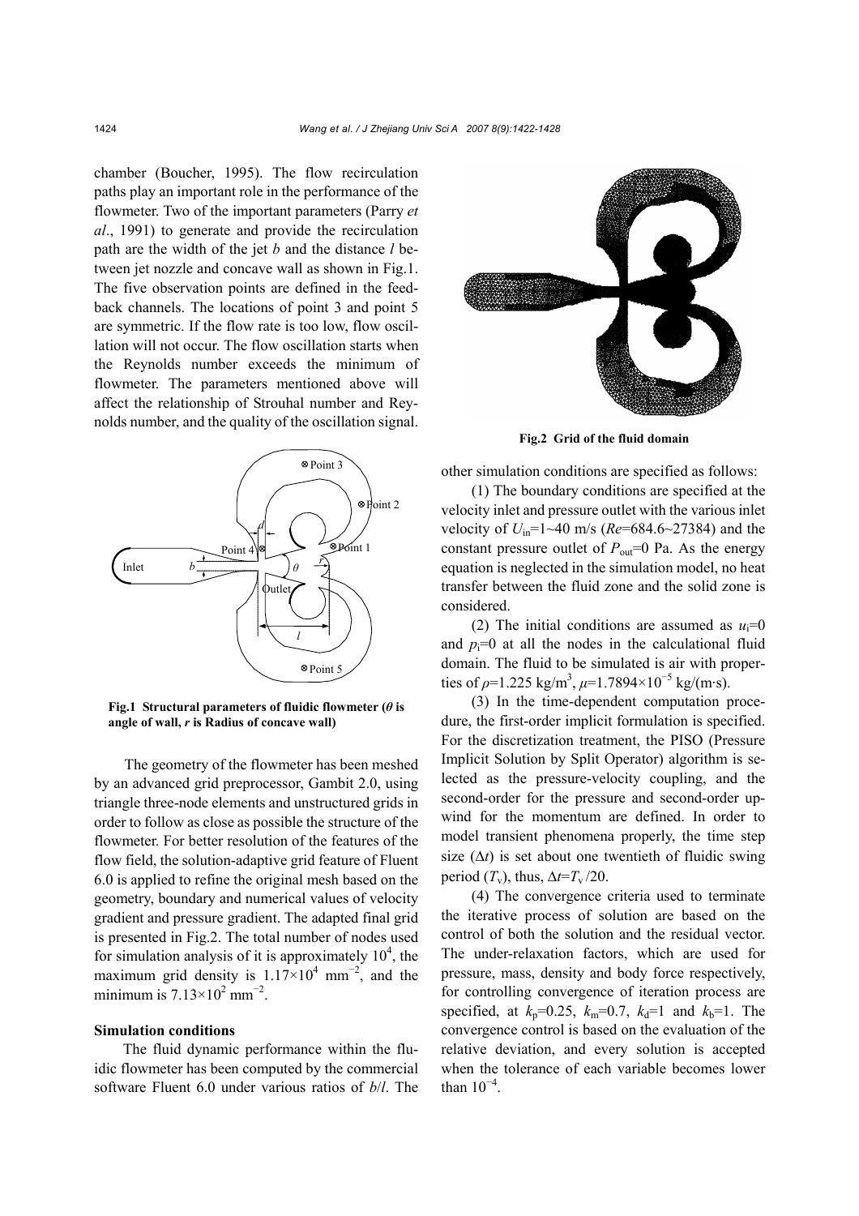chamber (Boucher, 1995). The flow recirculation paths play an important role in the performance of the flowmeter. Two of the important parameters (Parry *et al*., 1991) to generate and provide the recirculation path are the width of the jet $b$ and the distance $l$ between jet nozzle and concave wall as shown in Fig.1. The five observation points are defined in the feedback channels. The locations of point 3 and point 5 are symmetric. If the flow rate is too low, flow oscillation will not occur. The flow oscillation starts when the Reynolds number exceeds the minimum of flowmeter. The parameters mentioned above will affect the relationship of Strouhal number and Reynolds number, and the quality of the oscillation signal.

**Fig.1 Structural parameters of fluidic flowmeter ($\theta$ is angle of wall, $r$ is Radius of concave wall)**

The geometry of the flowmeter has been meshed by an advanced grid preprocessor, Gambit 2.0, using triangle three-node elements and unstructured grids in order to follow as close as possible the structure of the flowmeter. For better resolution of the features of the flow field, the solution-adaptive grid feature of Fluent 6.0 is applied to refine the original mesh based on the geometry, boundary and numerical values of velocity gradient and pressure gradient. The adapted final grid is presented in Fig.2. The total number of nodes used for simulation analysis of it is approximately $10^4$, the maximum grid density is $1.17\times10^4$ mm$^{-2}$, and the minimum is $7.13\times10^2$ mm$^{-2}$.

**Fig.2 Grid of the fluid domain**

### Simulation conditions

The fluid dynamic performance within the fluidic flowmeter has been computed by the commercial software Fluent 6.0 under various ratios of $b/l$. The other simulation conditions are specified as follows:

(1) The boundary conditions are specified at the velocity inlet and pressure outlet with the various inlet velocity of $U_{in}$=1~40 m/s ($Re$=684.6~27384) and the constant pressure outlet of $P_{out}$=0 Pa. As the energy equation is neglected in the simulation model, no heat transfer between the fluid zone and the solid zone is considered.

(2) The initial conditions are assumed as $u_i$=0 and $p_i$=0 at all the nodes in the calculational fluid domain. The fluid to be simulated is air with properties of $\rho$=1.225 kg/m$^3$, $\mu$=1.7894×10$^{-5}$ kg/(m·s).

(3) In the time-dependent computation procedure, the first-order implicit formulation is specified. For the discretization treatment, the PISO (Pressure Implicit Solution by Split Operator) algorithm is selected as the pressure-velocity coupling, and the second-order for the pressure and second-order upwind for the momentum are defined. In order to model transient phenomena properly, the time step size ($\Delta t$) is set about one twentieth of fluidic swing period ($T_v$), thus, $\Delta t=T_v/20$.

(4) The convergence criteria used to terminate the iterative process of solution are based on the control of both the solution and the residual vector. The under-relaxation factors, which are used for pressure, mass, density and body force respectively, for controlling convergence of iteration process are specified, at $k_p$=0.25, $k_m$=0.7, $k_d$=1 and $k_b$=1. The convergence control is based on the evaluation of the relative deviation, and every solution is accepted when the tolerance of each variable becomes lower than $10^{-4}$.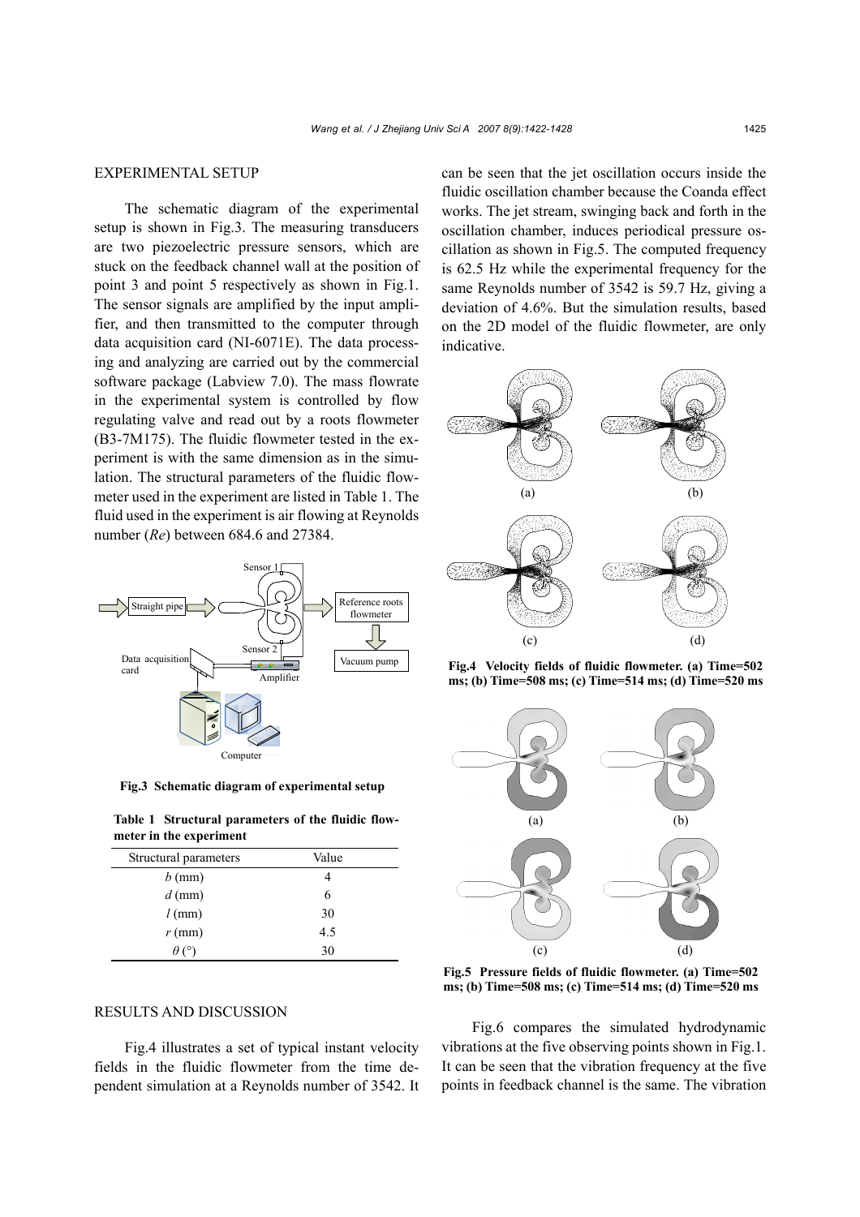## EXPERIMENTAL SETUP

The schematic diagram of the experimental setup is shown in Fig.3. The measuring transducers are two piezoelectric pressure sensors, which are stuck on the feedback channel wall at the position of point 3 and point 5 respectively as shown in Fig.1. The sensor signals are amplified by the input amplifier, and then transmitted to the computer through data acquisition card (NI-6071E). The data processing and analyzing are carried out by the commercial software package (Labview 7.0). The mass flowrate in the experimental system is controlled by flow regulating valve and read out by a roots flowmeter (B3-7M175). The fluidic flowmeter tested in the experiment is with the same dimension as in the simulation. The structural parameters of the fluidic flowmeter used in the experiment are listed in Table 1. The fluid used in the experiment is air flowing at Reynolds number (*Re*) between 684.6 and 27384.

**Fig.3 Schematic diagram of experimental setup**

**Table 1 Structural parameters of the fluidic flowmeter in the experiment**

| Structural parameters | Value |
|---|---|
| $b$ (mm) | 4 |
| $d$ (mm) | 6 |
| $l$ (mm) | 30 |
| $r$ (mm) | 4.5 |
| $\theta$ (°) | 30 |

## RESULTS AND DISCUSSION

Fig.4 illustrates a set of typical instant velocity fields in the fluidic flowmeter from the time dependent simulation at a Reynolds number of 3542. It can be seen that the jet oscillation occurs inside the fluidic oscillation chamber because the Coanda effect works. The jet stream, swinging back and forth in the oscillation chamber, induces periodical pressure oscillation as shown in Fig.5. The computed frequency is 62.5 Hz while the experimental frequency for the same Reynolds number of 3542 is 59.7 Hz, giving a deviation of 4.6%. But the simulation results, based on the 2D model of the fluidic flowmeter, are only indicative.

**Fig.4 Velocity fields of fluidic flowmeter. (a) Time=502 ms; (b) Time=508 ms; (c) Time=514 ms; (d) Time=520 ms**

**Fig.5 Pressure fields of fluidic flowmeter. (a) Time=502 ms; (b) Time=508 ms; (c) Time=514 ms; (d) Time=520 ms**

Fig.6 compares the simulated hydrodynamic vibrations at the five observing points shown in Fig.1. It can be seen that the vibration frequency at the five points in feedback channel is the same. The vibration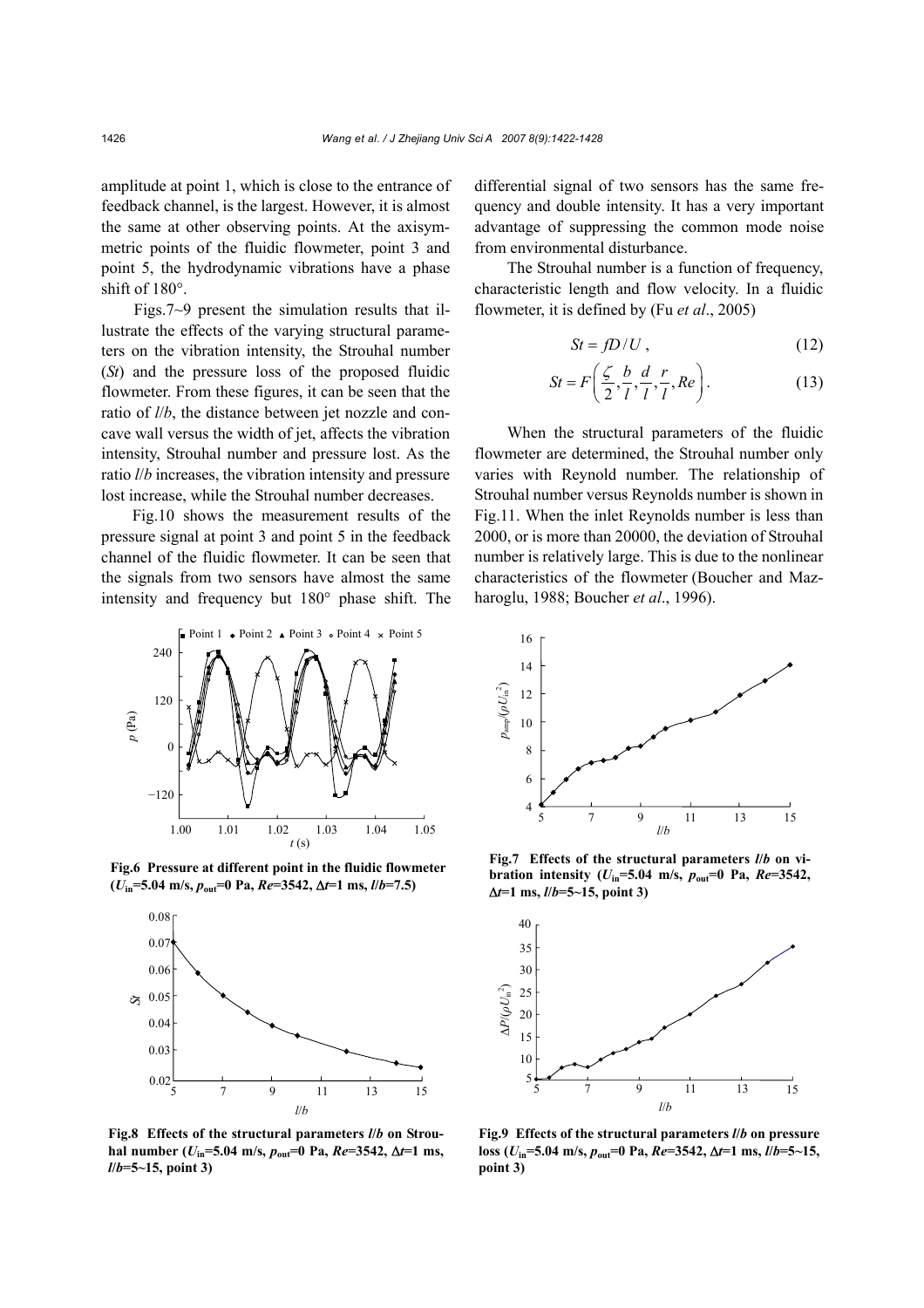amplitude at point 1, which is close to the entrance of feedback channel, is the largest. However, it is almost the same at other observing points. At the axisymmetric points of the fluidic flowmeter, point 3 and point 5, the hydrodynamic vibrations have a phase shift of 180°.

Figs.7~9 present the simulation results that illustrate the effects of the varying structural parameters on the vibration intensity, the Strouhal number (*St*) and the pressure loss of the proposed fluidic flowmeter. From these figures, it can be seen that the ratio of *l*/*b*, the distance between jet nozzle and concave wall versus the width of jet, affects the vibration intensity, Strouhal number and pressure lost. As the ratio *l*/*b* increases, the vibration intensity and pressure lost increase, while the Strouhal number decreases.

Fig.10 shows the measurement results of the pressure signal at point 3 and point 5 in the feedback channel of the fluidic flowmeter. It can be seen that the signals from two sensors have almost the same intensity and frequency but 180° phase shift. The differential signal of two sensors has the same frequency and double intensity. It has a very important advantage of suppressing the common mode noise from environmental disturbance.

The Strouhal number is a function of frequency, characteristic length and flow velocity. In a fluidic flowmeter, it is defined by (Fu *et al*., 2005)

$$St = fD/U\,, \tag{12}$$

$$St = F\left(\frac{\zeta}{2}, \frac{b}{l}, \frac{d}{l}, \frac{r}{l}, Re\right). \tag{13}$$

When the structural parameters of the fluidic flowmeter are determined, the Strouhal number only varies with Reynold number. The relationship of Strouhal number versus Reynolds number is shown in Fig.11. When the inlet Reynolds number is less than 2000, or is more than 20000, the deviation of Strouhal number is relatively large. This is due to the nonlinear characteristics of the flowmeter (Boucher and Mazharoglu, 1988; Boucher *et al*., 1996).

**Fig.6 Pressure at different point in the fluidic flowmeter ($U_{in}$=5.04 m/s, $p_{out}$=0 Pa, *Re*=3542, $\Delta t$=1 ms, *l*/*b*=7.5)**

**Fig.7 Effects of the structural parameters *l*/*b* on vibration intensity ($U_{in}$=5.04 m/s, $p_{out}$=0 Pa, *Re*=3542, $\Delta t$=1 ms, *l*/*b*=5~15, point 3)**

**Fig.8 Effects of the structural parameters *l*/*b* on Strouhal number ($U_{in}$=5.04 m/s, $p_{out}$=0 Pa, *Re*=3542, $\Delta t$=1 ms, *l*/*b*=5~15, point 3)**

**Fig.9 Effects of the structural parameters *l*/*b* on pressure loss ($U_{in}$=5.04 m/s, $p_{out}$=0 Pa, *Re*=3542, $\Delta t$=1 ms, *l*/*b*=5~15, point 3)**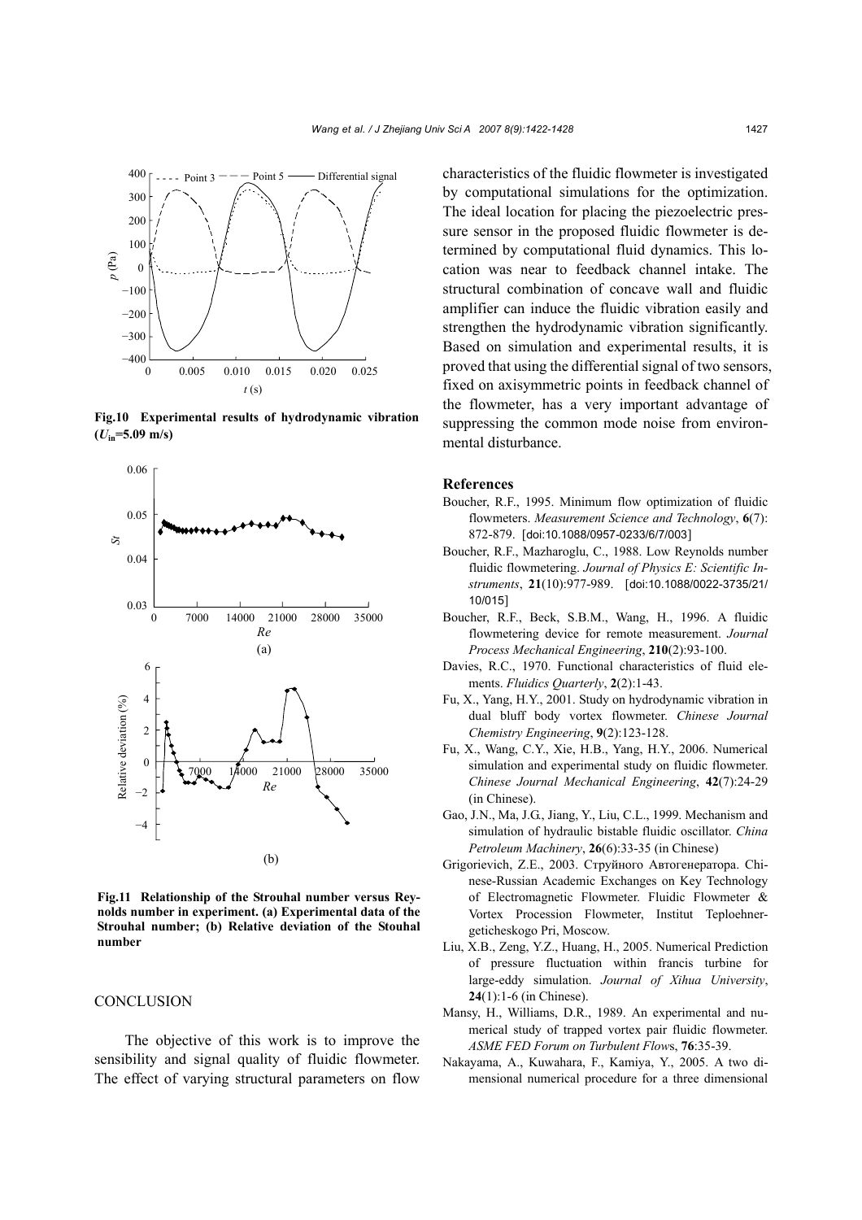**Fig.10 Experimental results of hydrodynamic vibration ($U_{in}$=5.09 m/s)**

**Fig.11 Relationship of the Strouhal number versus Reynolds number in experiment. (a) Experimental data of the Strouhal number; (b) Relative deviation of the Stouhal number**

## CONCLUSION

The objective of this work is to improve the sensibility and signal quality of fluidic flowmeter. The effect of varying structural parameters on flow characteristics of the fluidic flowmeter is investigated by computational simulations for the optimization. The ideal location for placing the piezoelectric pressure sensor in the proposed fluidic flowmeter is determined by computational fluid dynamics. This location was near to feedback channel intake. The structural combination of concave wall and fluidic amplifier can induce the fluidic vibration easily and strengthen the hydrodynamic vibration significantly. Based on simulation and experimental results, it is proved that using the differential signal of two sensors, fixed on axisymmetric points in feedback channel of the flowmeter, has a very important advantage of suppressing the common mode noise from environmental disturbance.

## References

Boucher, R.F., 1995. Minimum flow optimization of fluidic flowmeters. *Measurement Science and Technology*, **6**(7): 872-879. [doi:10.1088/0957-0233/6/7/003]

Boucher, R.F., Mazharoglu, C., 1988. Low Reynolds number fluidic flowmetering. *Journal of Physics E: Scientific Instruments*, **21**(10):977-989. [doi:10.1088/0022-3735/21/10/015]

Boucher, R.F., Beck, S.B.M., Wang, H., 1996. A fluidic flowmetering device for remote measurement. *Journal Process Mechanical Engineering*, **210**(2):93-100.

Davies, R.C., 1970. Functional characteristics of fluid elements. *Fluidics Quarterly*, **2**(2):1-43.

Fu, X., Yang, H.Y., 2001. Study on hydrodynamic vibration in dual bluff body vortex flowmeter. *Chinese Journal Chemistry Engineering*, **9**(2):123-128.

Fu, X., Wang, C.Y., Xie, H.B., Yang, H.Y., 2006. Numerical simulation and experimental study on fluidic flowmeter. *Chinese Journal Mechanical Engineering*, **42**(7):24-29 (in Chinese).

Gao, J.N., Ma, J.G., Jiang, Y., Liu, C.L., 1999. Mechanism and simulation of hydraulic bistable fluidic oscillator. *China Petroleum Machinery*, **26**(6):33-35 (in Chinese)

Grigorievich, Z.E., 2003. Струйного Автогенератора. Chinese-Russian Academic Exchanges on Key Technology of Electromagnetic Flowmeter. Fluidic Flowmeter & Vortex Procession Flowmeter, Institut Teploehnergeticheskogo Pri, Moscow.

Liu, X.B., Zeng, Y.Z., Huang, H., 2005. Numerical Prediction of pressure fluctuation within francis turbine for large-eddy simulation. *Journal of Xihua University*, **24**(1):1-6 (in Chinese).

Mansy, H., Williams, D.R., 1989. An experimental and numerical study of trapped vortex pair fluidic flowmeter. *ASME FED Forum on Turbulent Flows*, **76**:35-39.

Nakayama, A., Kuwahara, F., Kamiya, Y., 2005. A two dimensional numerical procedure for a three dimensional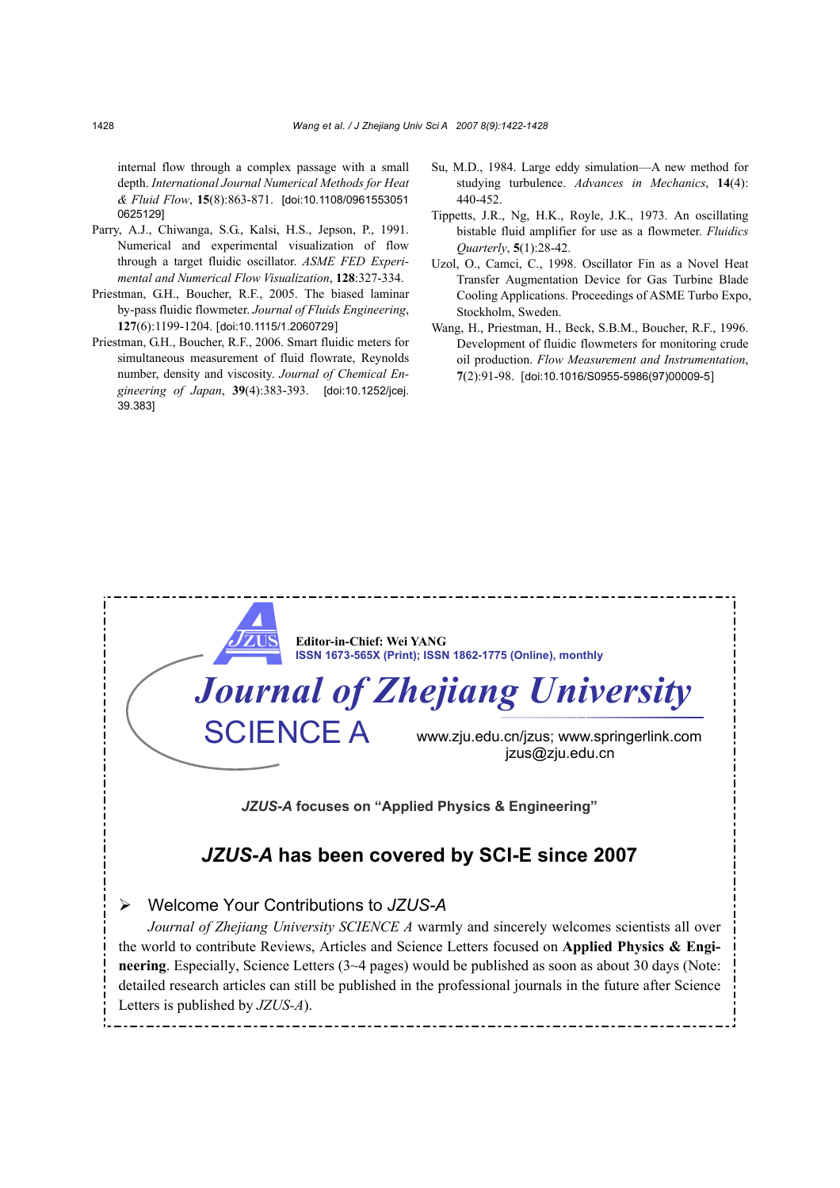internal flow through a complex passage with a small depth. *International Journal Numerical Methods for Heat & Fluid Flow*, **15**(8):863-871. [doi:10.1108/09615530510625129]

Parry, A.J., Chiwanga, S.G., Kalsi, H.S., Jepson, P., 1991. Numerical and experimental visualization of flow through a target fluidic oscillator. *ASME FED Experimental and Numerical Flow Visualization*, **128**:327-334.

Priestman, G.H., Boucher, R.F., 2005. The biased laminar by-pass fluidic flowmeter. *Journal of Fluids Engineering*, **127**(6):1199-1204. [doi:10.1115/1.2060729]

Priestman, G.H., Boucher, R.F., 2006. Smart fluidic meters for simultaneous measurement of fluid flowrate, Reynolds number, density and viscosity. *Journal of Chemical Engineering of Japan*, **39**(4):383-393. [doi:10.1252/jcej.39.383]

Su, M.D., 1984. Large eddy simulation—A new method for studying turbulence. *Advances in Mechanics*, **14**(4):440-452.

Tippetts, J.R., Ng, H.K., Royle, J.K., 1973. An oscillating bistable fluid amplifier for use as a flowmeter. *Fluidics Quarterly*, **5**(1):28-42.

Uzol, O., Camci, C., 1998. Oscillator Fin as a Novel Heat Transfer Augmentation Device for Gas Turbine Blade Cooling Applications. Proceedings of ASME Turbo Expo, Stockholm, Sweden.

Wang, H., Priestman, H., Beck, S.B.M., Boucher, R.F., 1996. Development of fluidic flowmeters for monitoring crude oil production. *Flow Measurement and Instrumentation*, **7**(2):91-98. [doi:10.1016/S0955-5986(97)00009-5]

---

**Editor-in-Chief: Wei YANG**
**ISSN 1673-565X (Print); ISSN 1862-1775 (Online), monthly**

# *Journal of Zhejiang University* SCIENCE A

www.zju.edu.cn/jzus; www.springerlink.com
jzus@zju.edu.cn

***JZUS-A*** **focuses on "Applied Physics & Engineering"**

## *JZUS-A* has been covered by SCI-E since 2007

- Welcome Your Contributions to *JZUS-A*

*Journal of Zhejiang University SCIENCE A* warmly and sincerely welcomes scientists all over the world to contribute Reviews, Articles and Science Letters focused on **Applied Physics & Engineering**. Especially, Science Letters (3~4 pages) would be published as soon as about 30 days (Note: detailed research articles can still be published in the professional journals in the future after Science Letters is published by *JZUS-A*).